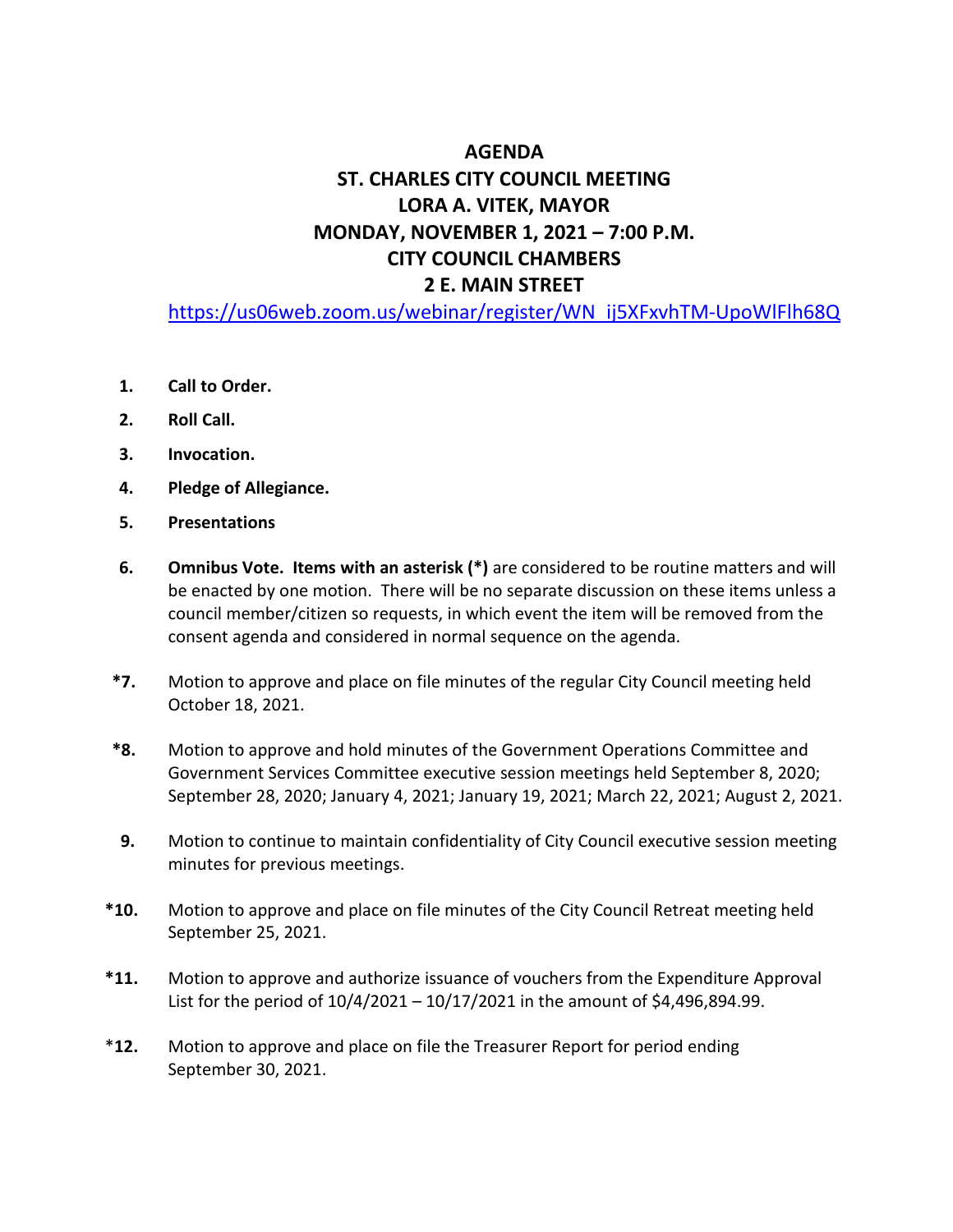# AGENDA
# ST. CHARLES CITY COUNCIL MEETING
# LORA A. VITEK, MAYOR
# MONDAY, NOVEMBER 1, 2021 – 7:00 P.M.
# CITY COUNCIL CHAMBERS
# 2 E. MAIN STREET

https://us06web.zoom.us/webinar/register/WN_ij5XFxvhTM-UpoWlFlh68Q

1. **Call to Order.**
2. **Roll Call.**
3. **Invocation.**
4. **Pledge of Allegiance.**
5. **Presentations**
6. **Omnibus Vote. Items with an asterisk (*)** are considered to be routine matters and will be enacted by one motion. There will be no separate discussion on these items unless a council member/citizen so requests, in which event the item will be removed from the consent agenda and considered in normal sequence on the agenda.

**\*7.** Motion to approve and place on file minutes of the regular City Council meeting held October 18, 2021.

**\*8.** Motion to approve and hold minutes of the Government Operations Committee and Government Services Committee executive session meetings held September 8, 2020; September 28, 2020; January 4, 2021; January 19, 2021; March 22, 2021; August 2, 2021.

**9.** Motion to continue to maintain confidentiality of City Council executive session meeting minutes for previous meetings.

**\*10.** Motion to approve and place on file minutes of the City Council Retreat meeting held September 25, 2021.

**\*11.** Motion to approve and authorize issuance of vouchers from the Expenditure Approval List for the period of 10/4/2021 – 10/17/2021 in the amount of $4,496,894.99.

\***12.** Motion to approve and place on file the Treasurer Report for period ending September 30, 2021.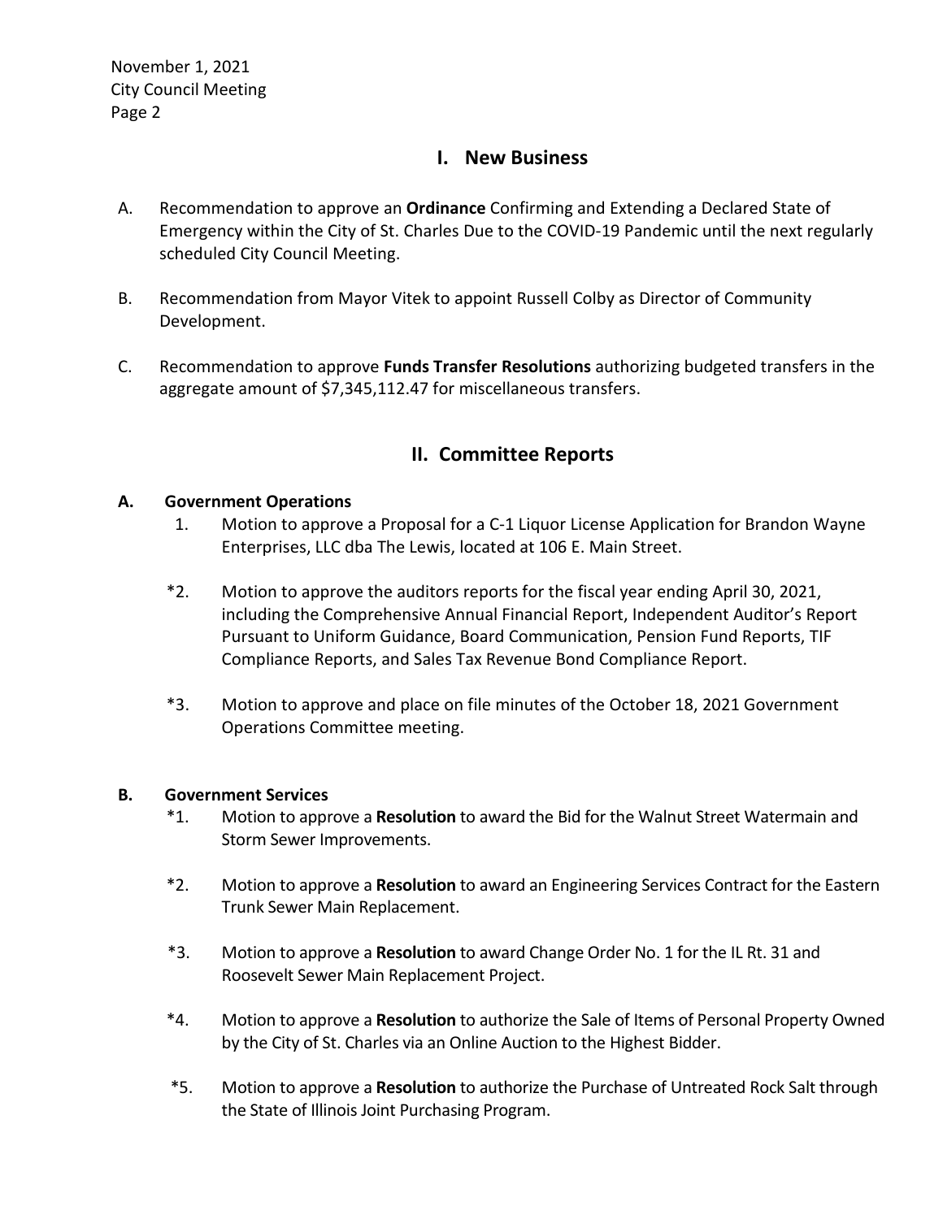## I. New Business

A. Recommendation to approve an **Ordinance** Confirming and Extending a Declared State of Emergency within the City of St. Charles Due to the COVID-19 Pandemic until the next regularly scheduled City Council Meeting.

B. Recommendation from Mayor Vitek to appoint Russell Colby as Director of Community Development.

C. Recommendation to approve **Funds Transfer Resolutions** authorizing budgeted transfers in the aggregate amount of $7,345,112.47 for miscellaneous transfers.

## II. Committee Reports

**A. Government Operations**

1. Motion to approve a Proposal for a C-1 Liquor License Application for Brandon Wayne Enterprises, LLC dba The Lewis, located at 106 E. Main Street.

*2. Motion to approve the auditors reports for the fiscal year ending April 30, 2021, including the Comprehensive Annual Financial Report, Independent Auditor's Report Pursuant to Uniform Guidance, Board Communication, Pension Fund Reports, TIF Compliance Reports, and Sales Tax Revenue Bond Compliance Report.

*3. Motion to approve and place on file minutes of the October 18, 2021 Government Operations Committee meeting.

**B. Government Services**

*1. Motion to approve a **Resolution** to award the Bid for the Walnut Street Watermain and Storm Sewer Improvements.

*2. Motion to approve a **Resolution** to award an Engineering Services Contract for the Eastern Trunk Sewer Main Replacement.

*3. Motion to approve a **Resolution** to award Change Order No. 1 for the IL Rt. 31 and Roosevelt Sewer Main Replacement Project.

*4. Motion to approve a **Resolution** to authorize the Sale of Items of Personal Property Owned by the City of St. Charles via an Online Auction to the Highest Bidder.

*5. Motion to approve a **Resolution** to authorize the Purchase of Untreated Rock Salt through the State of Illinois Joint Purchasing Program.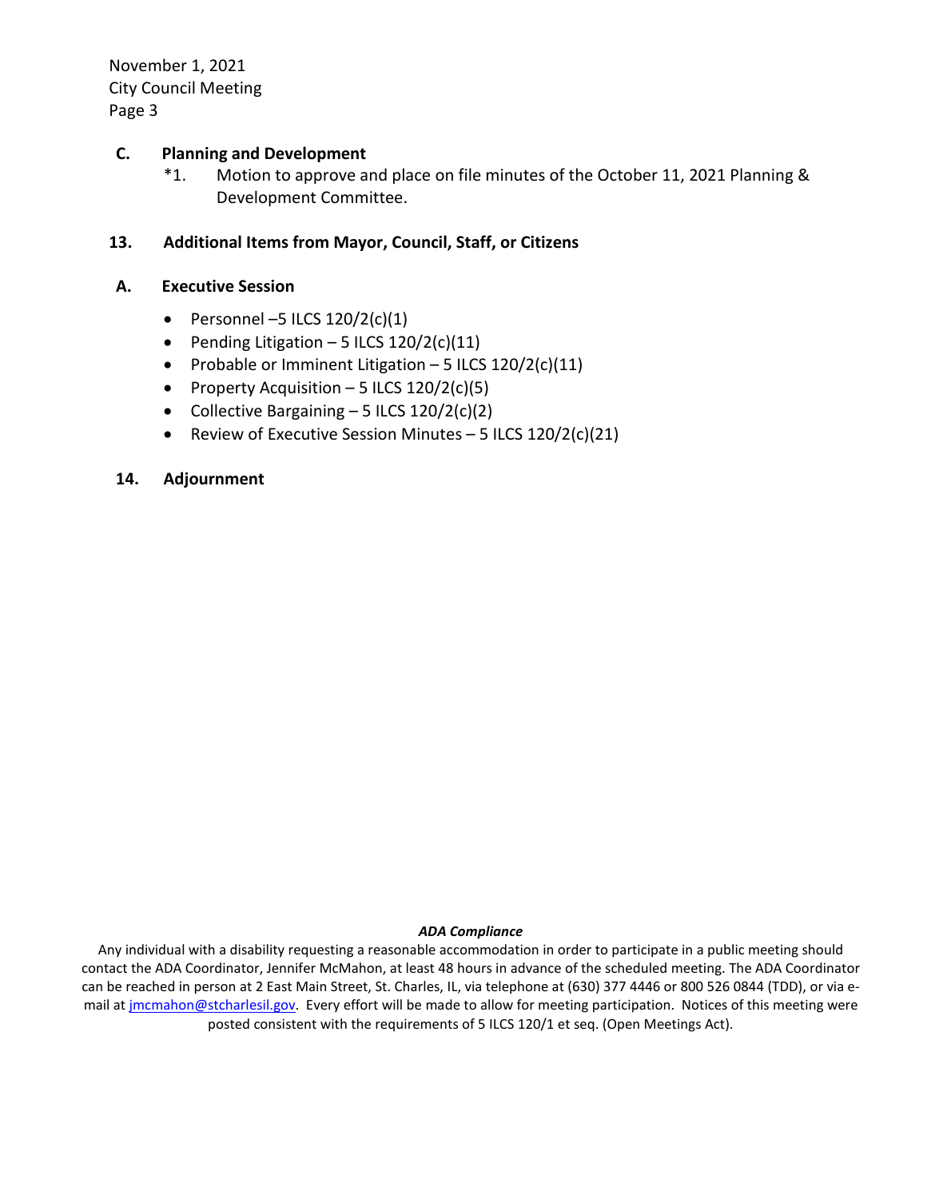### C. Planning and Development

*1. Motion to approve and place on file minutes of the October 11, 2021 Planning & Development Committee.

## 13. Additional Items from Mayor, Council, Staff, or Citizens

### A. Executive Session

- Personnel –5 ILCS 120/2(c)(1)
- Pending Litigation – 5 ILCS 120/2(c)(11)
- Probable or Imminent Litigation – 5 ILCS 120/2(c)(11)
- Property Acquisition – 5 ILCS 120/2(c)(5)
- Collective Bargaining – 5 ILCS 120/2(c)(2)
- Review of Executive Session Minutes – 5 ILCS 120/2(c)(21)

## 14. Adjournment

***ADA Compliance***

Any individual with a disability requesting a reasonable accommodation in order to participate in a public meeting should contact the ADA Coordinator, Jennifer McMahon, at least 48 hours in advance of the scheduled meeting. The ADA Coordinator can be reached in person at 2 East Main Street, St. Charles, IL, via telephone at (630) 377 4446 or 800 526 0844 (TDD), or via e-mail at jmcmahon@stcharlesil.gov. Every effort will be made to allow for meeting participation. Notices of this meeting were posted consistent with the requirements of 5 ILCS 120/1 et seq. (Open Meetings Act).